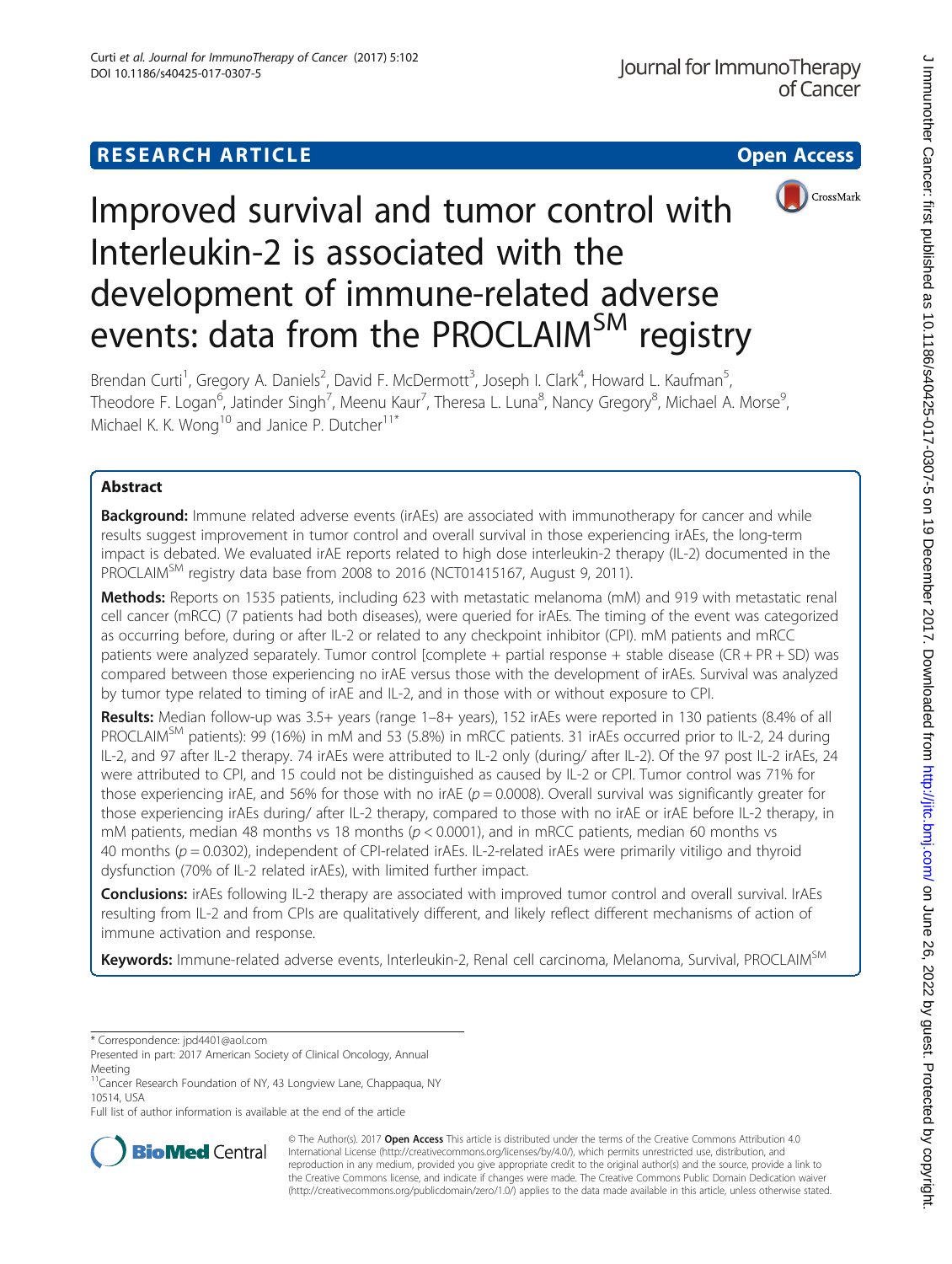**RESEARCH ARTICLE** **Open Access**

# Improved survival and tumor control with Interleukin-2 is associated with the development of immune-related adverse events: data from the PROCLAIM$^{SM}$ registry

Brendan Curti[1], Gregory A. Daniels[2], David F. McDermott[3], Joseph I. Clark[4], Howard L. Kaufman[5], Theodore F. Logan[6], Jatinder Singh[7], Meenu Kaur[7], Theresa L. Luna[8], Nancy Gregory[8], Michael A. Morse[9], Michael K. K. Wong[10] and Janice P. Dutcher[11*]

## Abstract

**Background:** Immune related adverse events (irAEs) are associated with immunotherapy for cancer and while results suggest improvement in tumor control and overall survival in those experiencing irAEs, the long-term impact is debated. We evaluated irAE reports related to high dose interleukin-2 therapy (IL-2) documented in the PROCLAIM$^{SM}$ registry data base from 2008 to 2016 (NCT01415167, August 9, 2011).

**Methods:** Reports on 1535 patients, including 623 with metastatic melanoma (mM) and 919 with metastatic renal cell cancer (mRCC) (7 patients had both diseases), were queried for irAEs. The timing of the event was categorized as occurring before, during or after IL-2 or related to any checkpoint inhibitor (CPI). mM patients and mRCC patients were analyzed separately. Tumor control [complete + partial response + stable disease (CR + PR + SD) was compared between those experiencing no irAE versus those with the development of irAEs. Survival was analyzed by tumor type related to timing of irAE and IL-2, and in those with or without exposure to CPI.

**Results:** Median follow-up was 3.5+ years (range 1–8+ years), 152 irAEs were reported in 130 patients (8.4% of all PROCLAIM$^{SM}$ patients): 99 (16%) in mM and 53 (5.8%) in mRCC patients. 31 irAEs occurred prior to IL-2, 24 during IL-2, and 97 after IL-2 therapy. 74 irAEs were attributed to IL-2 only (during/ after IL-2). Of the 97 post IL-2 irAEs, 24 were attributed to CPI, and 15 could not be distinguished as caused by IL-2 or CPI. Tumor control was 71% for those experiencing irAE, and 56% for those with no irAE ($p = 0.0008$). Overall survival was significantly greater for those experiencing irAEs during/ after IL-2 therapy, compared to those with no irAE or irAE before IL-2 therapy, in mM patients, median 48 months vs 18 months ($p < 0.0001$), and in mRCC patients, median 60 months vs 40 months ($p = 0.0302$), independent of CPI-related irAEs. IL-2-related irAEs were primarily vitiligo and thyroid dysfunction (70% of IL-2 related irAEs), with limited further impact.

**Conclusions:** irAEs following IL-2 therapy are associated with improved tumor control and overall survival. IrAEs resulting from IL-2 and from CPIs are qualitatively different, and likely reflect different mechanisms of action of immune activation and response.

**Keywords:** Immune-related adverse events, Interleukin-2, Renal cell carcinoma, Melanoma, Survival, PROCLAIM$^{SM}$

---

\* Correspondence: jpd4401@aol.com

Presented in part: 2017 American Society of Clinical Oncology, Annual Meeting

[11]Cancer Research Foundation of NY, 43 Longview Lane, Chappaqua, NY 10514, USA

Full list of author information is available at the end of the article

© The Author(s). 2017 **Open Access** This article is distributed under the terms of the Creative Commons Attribution 4.0 International License (http://creativecommons.org/licenses/by/4.0/), which permits unrestricted use, distribution, and reproduction in any medium, provided you give appropriate credit to the original author(s) and the source, provide a link to the Creative Commons license, and indicate if changes were made. The Creative Commons Public Domain Dedication waiver (http://creativecommons.org/publicdomain/zero/1.0/) applies to the data made available in this article, unless otherwise stated.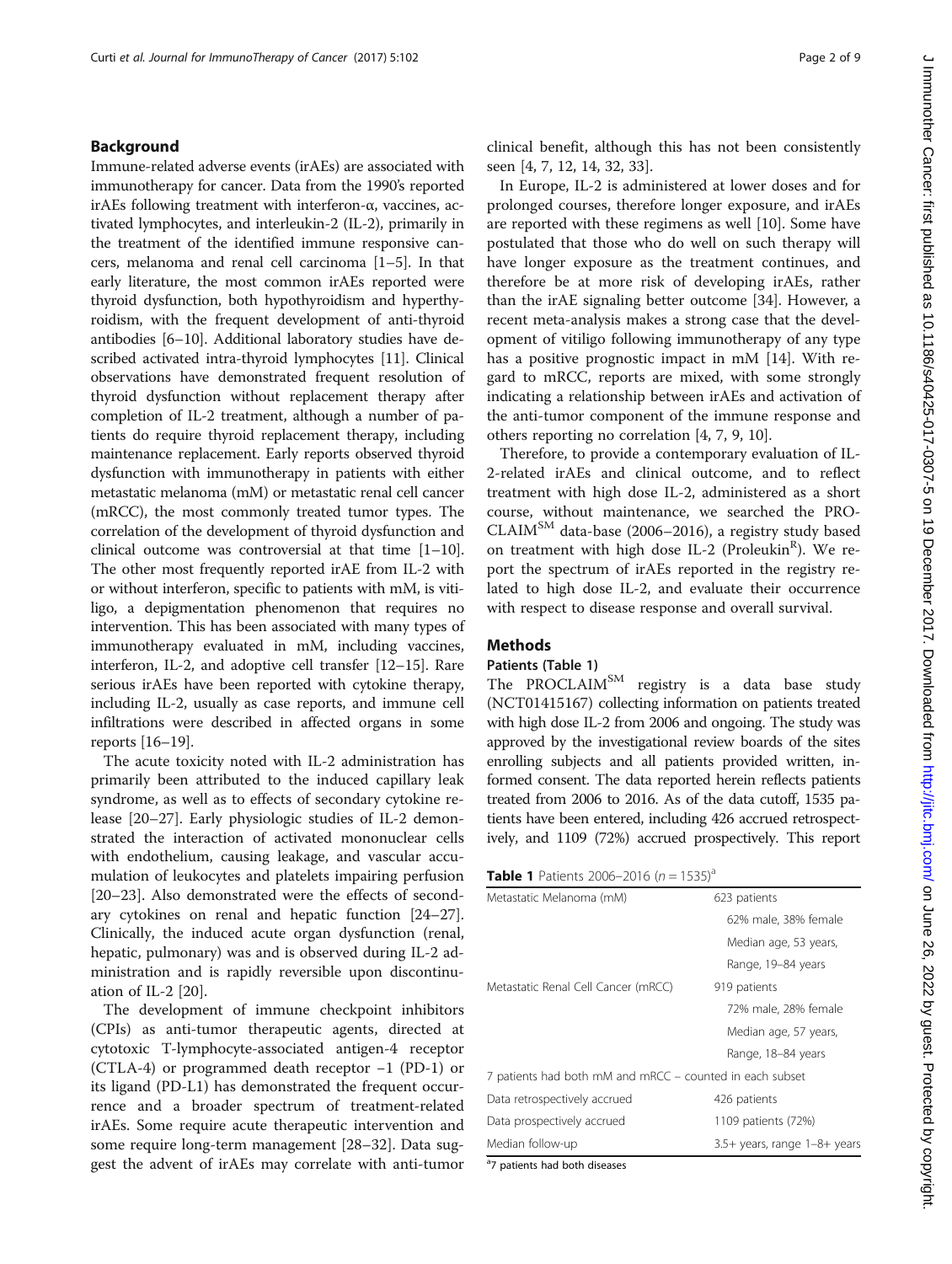## Background

Immune-related adverse events (irAEs) are associated with immunotherapy for cancer. Data from the 1990's reported irAEs following treatment with interferon-α, vaccines, activated lymphocytes, and interleukin-2 (IL-2), primarily in the treatment of the identified immune responsive cancers, melanoma and renal cell carcinoma [1–5]. In that early literature, the most common irAEs reported were thyroid dysfunction, both hypothyroidism and hyperthyroidism, with the frequent development of anti-thyroid antibodies [6–10]. Additional laboratory studies have described activated intra-thyroid lymphocytes [11]. Clinical observations have demonstrated frequent resolution of thyroid dysfunction without replacement therapy after completion of IL-2 treatment, although a number of patients do require thyroid replacement therapy, including maintenance replacement. Early reports observed thyroid dysfunction with immunotherapy in patients with either metastatic melanoma (mM) or metastatic renal cell cancer (mRCC), the most commonly treated tumor types. The correlation of the development of thyroid dysfunction and clinical outcome was controversial at that time [1–10]. The other most frequently reported irAE from IL-2 with or without interferon, specific to patients with mM, is vitiligo, a depigmentation phenomenon that requires no intervention. This has been associated with many types of immunotherapy evaluated in mM, including vaccines, interferon, IL-2, and adoptive cell transfer [12–15]. Rare serious irAEs have been reported with cytokine therapy, including IL-2, usually as case reports, and immune cell infiltrations were described in affected organs in some reports [16–19].

The acute toxicity noted with IL-2 administration has primarily been attributed to the induced capillary leak syndrome, as well as to effects of secondary cytokine release [20–27]. Early physiologic studies of IL-2 demonstrated the interaction of activated mononuclear cells with endothelium, causing leakage, and vascular accumulation of leukocytes and platelets impairing perfusion [20–23]. Also demonstrated were the effects of secondary cytokines on renal and hepatic function [24–27]. Clinically, the induced acute organ dysfunction (renal, hepatic, pulmonary) was and is observed during IL-2 administration and is rapidly reversible upon discontinuation of IL-2 [20].

The development of immune checkpoint inhibitors (CPIs) as anti-tumor therapeutic agents, directed at cytotoxic T-lymphocyte-associated antigen-4 receptor (CTLA-4) or programmed death receptor −1 (PD-1) or its ligand (PD-L1) has demonstrated the frequent occurrence and a broader spectrum of treatment-related irAEs. Some require acute therapeutic intervention and some require long-term management [28–32]. Data suggest the advent of irAEs may correlate with anti-tumor clinical benefit, although this has not been consistently seen [4, 7, 12, 14, 32, 33].

In Europe, IL-2 is administered at lower doses and for prolonged courses, therefore longer exposure, and irAEs are reported with these regimens as well [10]. Some have postulated that those who do well on such therapy will have longer exposure as the treatment continues, and therefore be at more risk of developing irAEs, rather than the irAE signaling better outcome [34]. However, a recent meta-analysis makes a strong case that the development of vitiligo following immunotherapy of any type has a positive prognostic impact in mM [14]. With regard to mRCC, reports are mixed, with some strongly indicating a relationship between irAEs and activation of the anti-tumor component of the immune response and others reporting no correlation [4, 7, 9, 10].

Therefore, to provide a contemporary evaluation of IL-2-related irAEs and clinical outcome, and to reflect treatment with high dose IL-2, administered as a short course, without maintenance, we searched the PROCLAIM[SM] data-base (2006–2016), a registry study based on treatment with high dose IL-2 (Proleukin[R]). We report the spectrum of irAEs reported in the registry related to high dose IL-2, and evaluate their occurrence with respect to disease response and overall survival.

## Methods

### Patients (Table 1)

The PROCLAIM[SM] registry is a data base study (NCT01415167) collecting information on patients treated with high dose IL-2 from 2006 and ongoing. The study was approved by the investigational review boards of the sites enrolling subjects and all patients provided written, informed consent. The data reported herein reflects patients treated from 2006 to 2016. As of the data cutoff, 1535 patients have been entered, including 426 accrued retrospectively, and 1109 (72%) accrued prospectively. This report

**Table 1** Patients 2006–2016 (n = 1535)[a]

| | |
|---|---|
| Metastatic Melanoma (mM) | 623 patients |
| | 62% male, 38% female |
| | Median age, 53 years, |
| | Range, 19–84 years |
| Metastatic Renal Cell Cancer (mRCC) | 919 patients |
| | 72% male, 28% female |
| | Median age, 57 years, |
| | Range, 18–84 years |
| 7 patients had both mM and mRCC – counted in each subset | |
| Data retrospectively accrued | 426 patients |
| Data prospectively accrued | 1109 patients (72%) |
| Median follow-up | 3.5+ years, range 1–8+ years |

[a]7 patients had both diseases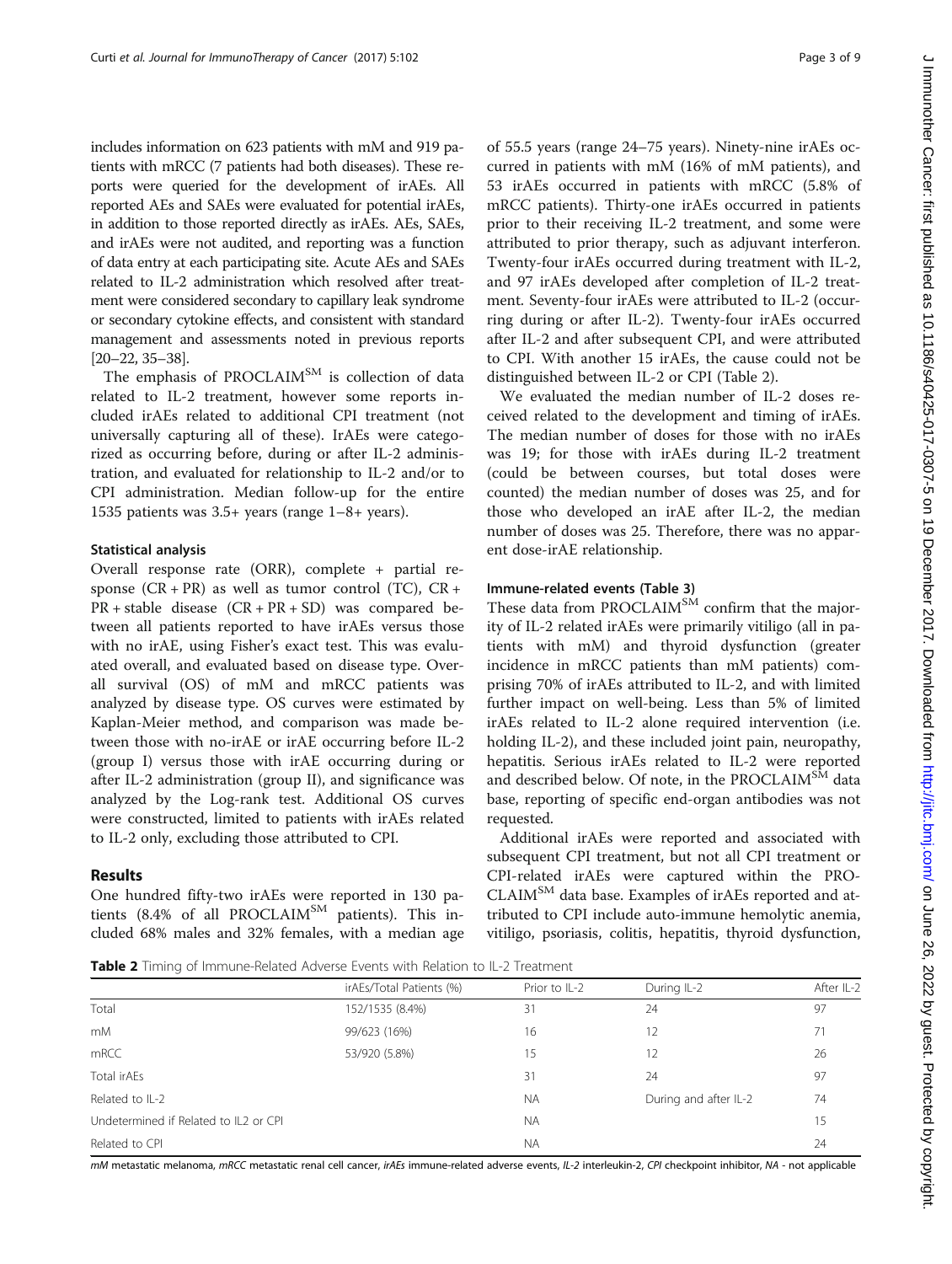includes information on 623 patients with mM and 919 patients with mRCC (7 patients had both diseases). These reports were queried for the development of irAEs. All reported AEs and SAEs were evaluated for potential irAEs, in addition to those reported directly as irAEs. AEs, SAEs, and irAEs were not audited, and reporting was a function of data entry at each participating site. Acute AEs and SAEs related to IL-2 administration which resolved after treatment were considered secondary to capillary leak syndrome or secondary cytokine effects, and consistent with standard management and assessments noted in previous reports [20–22, 35–38].

The emphasis of PROCLAIM$^{SM}$ is collection of data related to IL-2 treatment, however some reports included irAEs related to additional CPI treatment (not universally capturing all of these). IrAEs were categorized as occurring before, during or after IL-2 administration, and evaluated for relationship to IL-2 and/or to CPI administration. Median follow-up for the entire 1535 patients was 3.5+ years (range 1–8+ years).

### Statistical analysis

Overall response rate (ORR), complete + partial response (CR + PR) as well as tumor control (TC), CR + PR + stable disease (CR + PR + SD) was compared between all patients reported to have irAEs versus those with no irAE, using Fisher's exact test. This was evaluated overall, and evaluated based on disease type. Overall survival (OS) of mM and mRCC patients was analyzed by disease type. OS curves were estimated by Kaplan-Meier method, and comparison was made between those with no-irAE or irAE occurring before IL-2 (group I) versus those with irAE occurring during or after IL-2 administration (group II), and significance was analyzed by the Log-rank test. Additional OS curves were constructed, limited to patients with irAEs related to IL-2 only, excluding those attributed to CPI.

## Results

One hundred fifty-two irAEs were reported in 130 patients (8.4% of all PROCLAIM$^{SM}$ patients). This included 68% males and 32% females, with a median age of 55.5 years (range 24–75 years). Ninety-nine irAEs occurred in patients with mM (16% of mM patients), and 53 irAEs occurred in patients with mRCC (5.8% of mRCC patients). Thirty-one irAEs occurred in patients prior to their receiving IL-2 treatment, and some were attributed to prior therapy, such as adjuvant interferon. Twenty-four irAEs occurred during treatment with IL-2, and 97 irAEs developed after completion of IL-2 treatment. Seventy-four irAEs were attributed to IL-2 (occurring during or after IL-2). Twenty-four irAEs occurred after IL-2 and after subsequent CPI, and were attributed to CPI. With another 15 irAEs, the cause could not be distinguished between IL-2 or CPI (Table 2).

We evaluated the median number of IL-2 doses received related to the development and timing of irAEs. The median number of doses for those with no irAEs was 19; for those with irAEs during IL-2 treatment (could be between courses, but total doses were counted) the median number of doses was 25, and for those who developed an irAE after IL-2, the median number of doses was 25. Therefore, there was no apparent dose-irAE relationship.

### Immune-related events (Table 3)

These data from PROCLAIM$^{SM}$ confirm that the majority of IL-2 related irAEs were primarily vitiligo (all in patients with mM) and thyroid dysfunction (greater incidence in mRCC patients than mM patients) comprising 70% of irAEs attributed to IL-2, and with limited further impact on well-being. Less than 5% of limited irAEs related to IL-2 alone required intervention (i.e. holding IL-2), and these included joint pain, neuropathy, hepatitis. Serious irAEs related to IL-2 were reported and described below. Of note, in the PROCLAIM$^{SM}$ data base, reporting of specific end-organ antibodies was not requested.

Additional irAEs were reported and associated with subsequent CPI treatment, but not all CPI treatment or CPI-related irAEs were captured within the PROCLAIM$^{SM}$ data base. Examples of irAEs reported and attributed to CPI include auto-immune hemolytic anemia, vitiligo, psoriasis, colitis, hepatitis, thyroid dysfunction,

**Table 2** Timing of Immune-Related Adverse Events with Relation to IL-2 Treatment

| | irAEs/Total Patients (%) | Prior to IL-2 | During IL-2 | After IL-2 |
|---|---|---|---|---|
| Total | 152/1535 (8.4%) | 31 | 24 | 97 |
| mM | 99/623 (16%) | 16 | 12 | 71 |
| mRCC | 53/920 (5.8%) | 15 | 12 | 26 |
| Total irAEs | | 31 | 24 | 97 |
| Related to IL-2 | | NA | During and after IL-2 | 74 |
| Undetermined if Related to IL2 or CPI | | NA | | 15 |
| Related to CPI | | NA | | 24 |

*mM* metastatic melanoma, *mRCC* metastatic renal cell cancer, *irAEs* immune-related adverse events, *IL-2* interleukin-2, *CPI* checkpoint inhibitor, *NA* - not applicable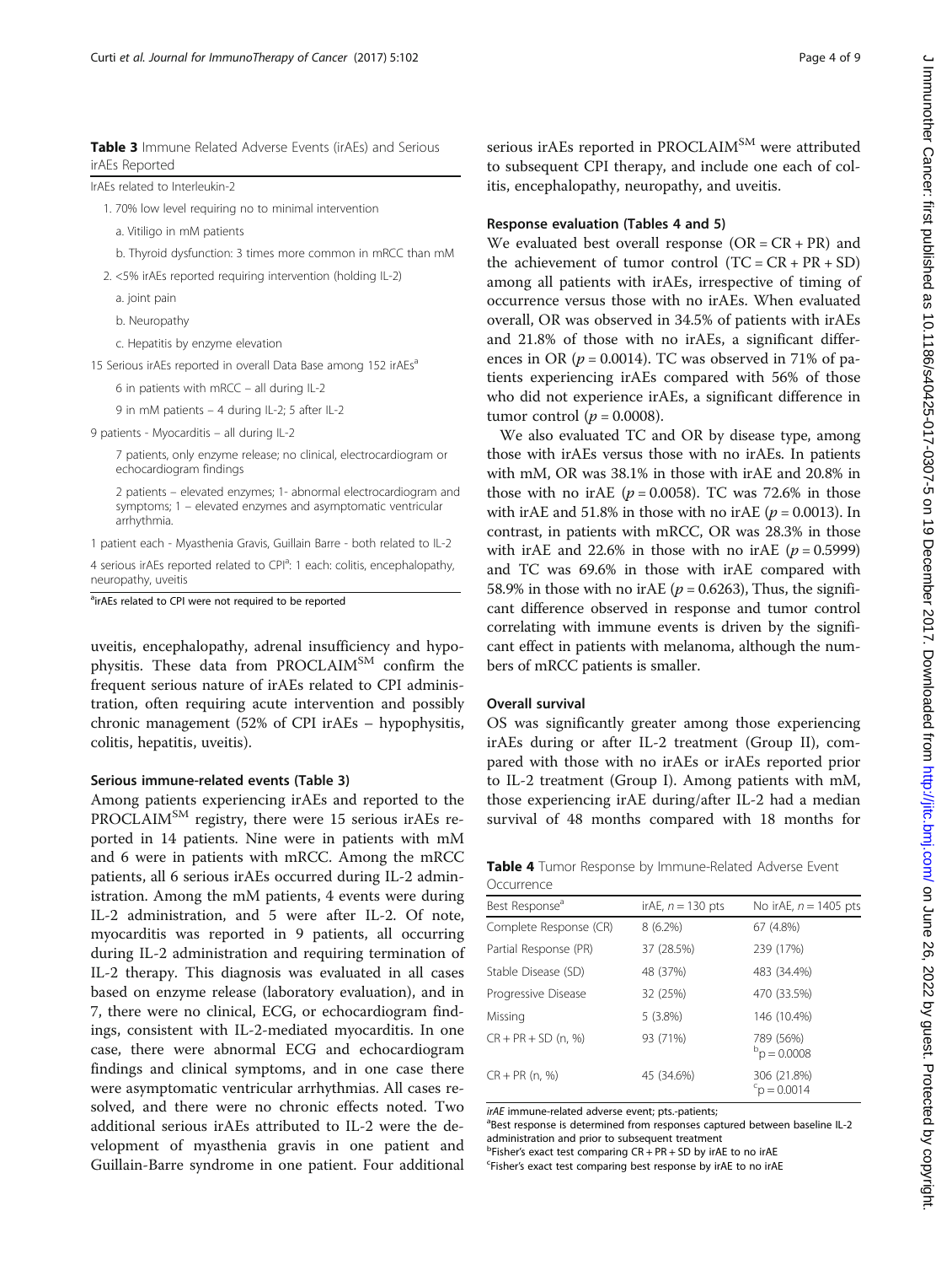**Table 3** Immune Related Adverse Events (irAEs) and Serious irAEs Reported

IrAEs related to Interleukin-2

1. 70% low level requiring no to minimal intervention
   a. Vitiligo in mM patients
   b. Thyroid dysfunction: 3 times more common in mRCC than mM
2. <5% irAEs reported requiring intervention (holding IL-2)
   a. joint pain
   b. Neuropathy
   c. Hepatitis by enzyme elevation

15 Serious irAEs reported in overall Data Base among 152 irAEs[a]

- 6 in patients with mRCC – all during IL-2
- 9 in mM patients – 4 during IL-2; 5 after IL-2

9 patients - Myocarditis – all during IL-2

- 7 patients, only enzyme release; no clinical, electrocardiogram or echocardiogram findings
- 2 patients – elevated enzymes; 1- abnormal electrocardiogram and symptoms; 1 – elevated enzymes and asymptomatic ventricular arrhythmia.

1 patient each - Myasthenia Gravis, Guillain Barre - both related to IL-2

4 serious irAEs reported related to CPI[a]: 1 each: colitis, encephalopathy, neuropathy, uveitis

[a]irAEs related to CPI were not required to be reported

uveitis, encephalopathy, adrenal insufficiency and hypophysitis. These data from PROCLAIM[SM] confirm the frequent serious nature of irAEs related to CPI administration, often requiring acute intervention and possibly chronic management (52% of CPI irAEs – hypophysitis, colitis, hepatitis, uveitis).

#### Serious immune-related events (Table 3)

Among patients experiencing irAEs and reported to the PROCLAIM[SM] registry, there were 15 serious irAEs reported in 14 patients. Nine were in patients with mM and 6 were in patients with mRCC. Among the mRCC patients, all 6 serious irAEs occurred during IL-2 administration. Among the mM patients, 4 events were during IL-2 administration, and 5 were after IL-2. Of note, myocarditis was reported in 9 patients, all occurring during IL-2 administration and requiring termination of IL-2 therapy. This diagnosis was evaluated in all cases based on enzyme release (laboratory evaluation), and in 7, there were no clinical, ECG, or echocardiogram findings, consistent with IL-2-mediated myocarditis. In one case, there were abnormal ECG and echocardiogram findings and clinical symptoms, and in one case there were asymptomatic ventricular arrhythmias. All cases resolved, and there were no chronic effects noted. Two additional serious irAEs attributed to IL-2 were the development of myasthenia gravis in one patient and Guillain-Barre syndrome in one patient. Four additional serious irAEs reported in PROCLAIM[SM] were attributed to subsequent CPI therapy, and include one each of colitis, encephalopathy, neuropathy, and uveitis.

#### Response evaluation (Tables 4 and 5)

We evaluated best overall response (OR = CR + PR) and the achievement of tumor control (TC = CR + PR + SD) among all patients with irAEs, irrespective of timing of occurrence versus those with no irAEs. When evaluated overall, OR was observed in 34.5% of patients with irAEs and 21.8% of those with no irAEs, a significant differences in OR ($p = 0.0014$). TC was observed in 71% of patients experiencing irAEs compared with 56% of those who did not experience irAEs, a significant difference in tumor control ($p = 0.0008$).

We also evaluated TC and OR by disease type, among those with irAEs versus those with no irAEs. In patients with mM, OR was 38.1% in those with irAE and 20.8% in those with no irAE ($p = 0.0058$). TC was 72.6% in those with irAE and 51.8% in those with no irAE ($p = 0.0013$). In contrast, in patients with mRCC, OR was 28.3% in those with irAE and 22.6% in those with no irAE ($p = 0.5999$) and TC was 69.6% in those with irAE compared with 58.9% in those with no irAE ($p = 0.6263$), Thus, the significant difference observed in response and tumor control correlating with immune events is driven by the significant effect in patients with melanoma, although the numbers of mRCC patients is smaller.

#### Overall survival

OS was significantly greater among those experiencing irAEs during or after IL-2 treatment (Group II), compared with those with no irAEs or irAEs reported prior to IL-2 treatment (Group I). Among patients with mM, those experiencing irAE during/after IL-2 had a median survival of 48 months compared with 18 months for

**Table 4** Tumor Response by Immune-Related Adverse Event Occurrence

| Best Response[a] | irAE, n = 130 pts | No irAE, n = 1405 pts |
|---|---|---|
| Complete Response (CR) | 8 (6.2%) | 67 (4.8%) |
| Partial Response (PR) | 37 (28.5%) | 239 (17%) |
| Stable Disease (SD) | 48 (37%) | 483 (34.4%) |
| Progressive Disease | 32 (25%) | 470 (33.5%) |
| Missing | 5 (3.8%) | 146 (10.4%) |
| CR + PR + SD (n, %) | 93 (71%) | 789 (56%) [b]p = 0.0008 |
| CR + PR (n, %) | 45 (34.6%) | 306 (21.8%) [c]p = 0.0014 |

*irAE* immune-related adverse event; pts.-patients;
[a]Best response is determined from responses captured between baseline IL-2 administration and prior to subsequent treatment
[b]Fisher's exact test comparing CR + PR + SD by irAE to no irAE
[c]Fisher's exact test comparing best response by irAE to no irAE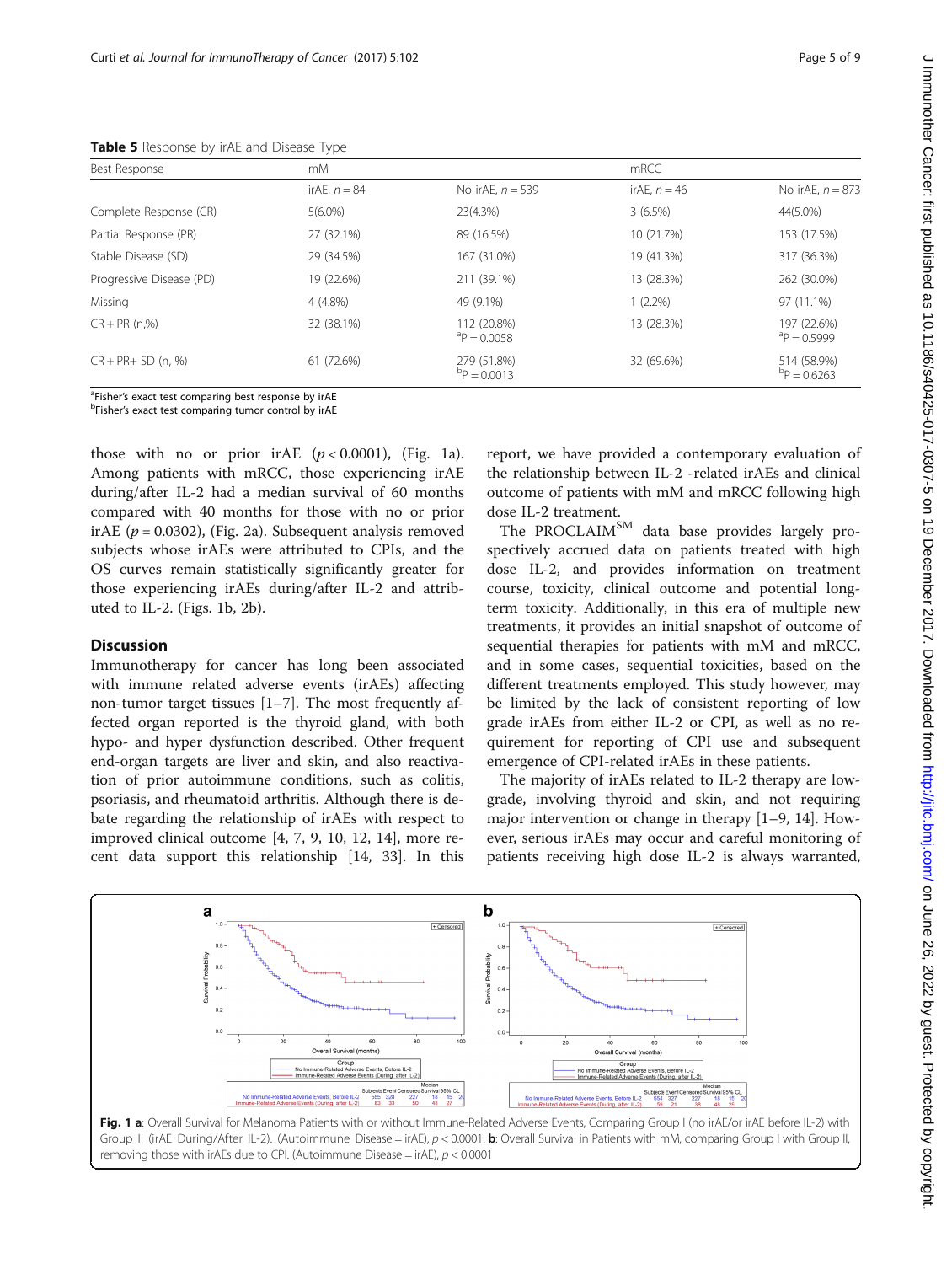**Table 5** Response by irAE and Disease Type

| Best Response | mM | | mRCC | |
|---|---|---|---|---|
| | irAE, $n = 84$ | No irAE, $n = 539$ | irAE, $n = 46$ | No irAE, $n = 873$ |
| Complete Response (CR) | 5(6.0%) | 23(4.3%) | 3 (6.5%) | 44(5.0%) |
| Partial Response (PR) | 27 (32.1%) | 89 (16.5%) | 10 (21.7%) | 153 (17.5%) |
| Stable Disease (SD) | 29 (34.5%) | 167 (31.0%) | 19 (41.3%) | 317 (36.3%) |
| Progressive Disease (PD) | 19 (22.6%) | 211 (39.1%) | 13 (28.3%) | 262 (30.0%) |
| Missing | 4 (4.8%) | 49 (9.1%) | 1 (2.2%) | 97 (11.1%) |
| CR + PR (n,%) | 32 (38.1%) | 112 (20.8%) [a]P = 0.0058 | 13 (28.3%) | 197 (22.6%) [a]P = 0.5999 |
| CR + PR+ SD (n, %) | 61 (72.6%) | 279 (51.8%) [b]P = 0.0013 | 32 (69.6%) | 514 (58.9%) [b]P = 0.6263 |

[a]Fisher's exact test comparing best response by irAE
[b]Fisher's exact test comparing tumor control by irAE

those with no or prior irAE ($p < 0.0001$), (Fig. 1a). Among patients with mRCC, those experiencing irAE during/after IL-2 had a median survival of 60 months compared with 40 months for those with no or prior irAE ($p = 0.0302$), (Fig. 2a). Subsequent analysis removed subjects whose irAEs were attributed to CPIs, and the OS curves remain statistically significantly greater for those experiencing irAEs during/after IL-2 and attributed to IL-2. (Figs. 1b, 2b).

## Discussion

Immunotherapy for cancer has long been associated with immune related adverse events (irAEs) affecting non-tumor target tissues [1–7]. The most frequently affected organ reported is the thyroid gland, with both hypo- and hyper dysfunction described. Other frequent end-organ targets are liver and skin, and also reactivation of prior autoimmune conditions, such as colitis, psoriasis, and rheumatoid arthritis. Although there is debate regarding the relationship of irAEs with respect to improved clinical outcome [4, 7, 9, 10, 12, 14], more recent data support this relationship [14, 33]. In this report, we have provided a contemporary evaluation of the relationship between IL-2 -related irAEs and clinical outcome of patients with mM and mRCC following high dose IL-2 treatment.

The PROCLAIM[SM] data base provides largely prospectively accrued data on patients treated with high dose IL-2, and provides information on treatment course, toxicity, clinical outcome and potential long-term toxicity. Additionally, in this era of multiple new treatments, it provides an initial snapshot of outcome of sequential therapies for patients with mM and mRCC, and in some cases, sequential toxicities, based on the different treatments employed. This study however, may be limited by the lack of consistent reporting of low grade irAEs from either IL-2 or CPI, as well as no requirement for reporting of CPI use and subsequent emergence of CPI-related irAEs in these patients.

The majority of irAEs related to IL-2 therapy are low-grade, involving thyroid and skin, and not requiring major intervention or change in therapy [1–9, 14]. However, serious irAEs may occur and careful monitoring of patients receiving high dose IL-2 is always warranted,

**Fig. 1 a**: Overall Survival for Melanoma Patients with or without Immune-Related Adverse Events, Comparing Group I (no irAE/or irAE before IL-2) with Group II (irAE During/After IL-2). (Autoimmune Disease = irAE), $p < 0.0001$. **b**: Overall Survival in Patients with mM, comparing Group I with Group II, removing those with irAEs due to CPI. (Autoimmune Disease = irAE), $p < 0.0001$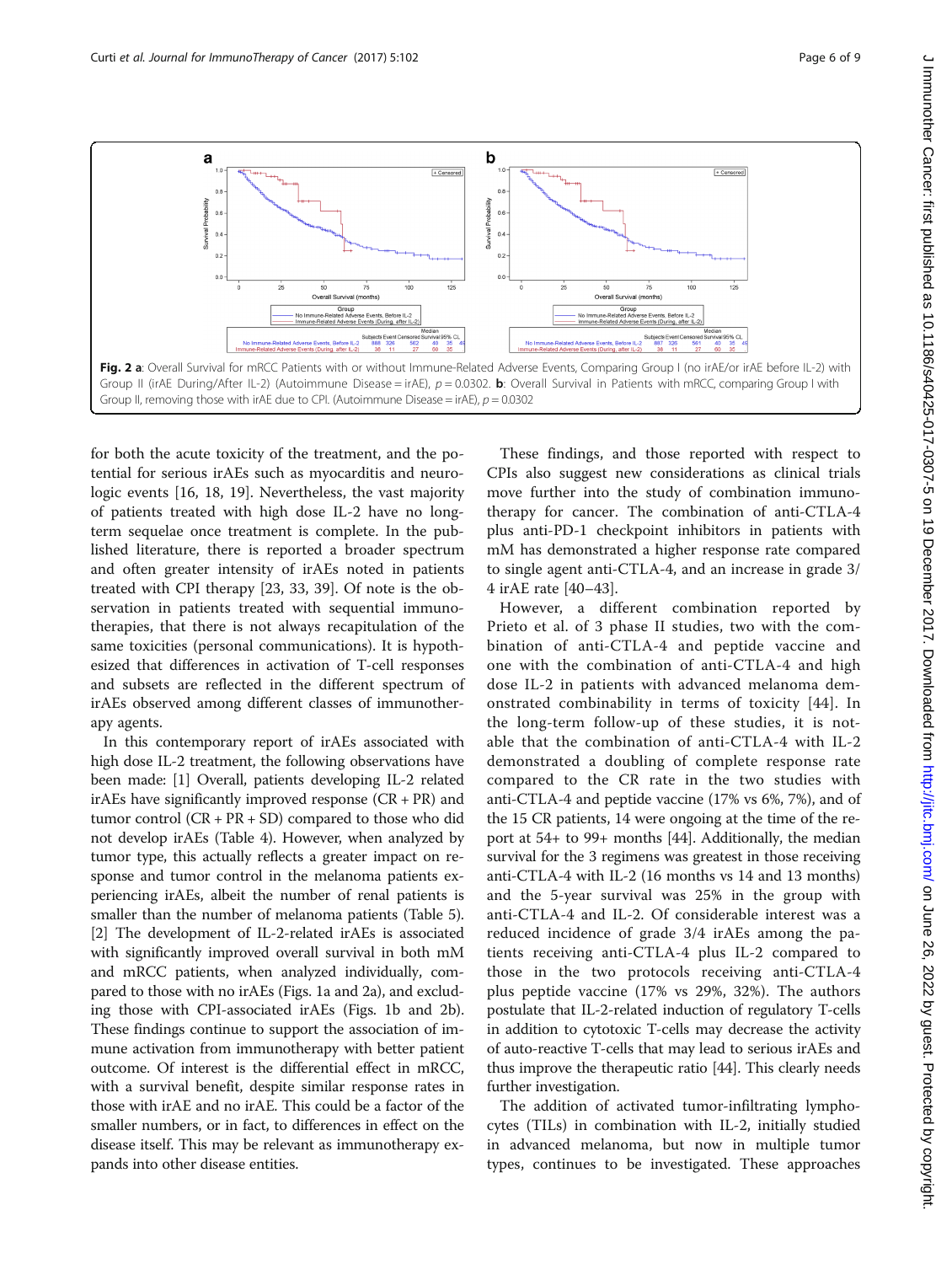**Fig. 2** **a**: Overall Survival for mRCC Patients with or without Immune-Related Adverse Events, Comparing Group I (no irAE/or irAE before IL-2) with Group II (irAE During/After IL-2) (Autoimmune Disease = irAE), $p = 0.0302$. **b**: Overall Survival in Patients with mRCC, comparing Group I with Group II, removing those with irAE due to CPI. (Autoimmune Disease = irAE), $p = 0.0302$

for both the acute toxicity of the treatment, and the potential for serious irAEs such as myocarditis and neurologic events [16, 18, 19]. Nevertheless, the vast majority of patients treated with high dose IL-2 have no long-term sequelae once treatment is complete. In the published literature, there is reported a broader spectrum and often greater intensity of irAEs noted in patients treated with CPI therapy [23, 33, 39]. Of note is the observation in patients treated with sequential immunotherapies, that there is not always recapitulation of the same toxicities (personal communications). It is hypothesized that differences in activation of T-cell responses and subsets are reflected in the different spectrum of irAEs observed among different classes of immunotherapy agents.

In this contemporary report of irAEs associated with high dose IL-2 treatment, the following observations have been made: [1] Overall, patients developing IL-2 related irAEs have significantly improved response (CR + PR) and tumor control (CR + PR + SD) compared to those who did not develop irAEs (Table 4). However, when analyzed by tumor type, this actually reflects a greater impact on response and tumor control in the melanoma patients experiencing irAEs, albeit the number of renal patients is smaller than the number of melanoma patients (Table 5). [2] The development of IL-2-related irAEs is associated with significantly improved overall survival in both mM and mRCC patients, when analyzed individually, compared to those with no irAEs (Figs. 1a and 2a), and excluding those with CPI-associated irAEs (Figs. 1b and 2b). These findings continue to support the association of immune activation from immunotherapy with better patient outcome. Of interest is the differential effect in mRCC, with a survival benefit, despite similar response rates in those with irAE and no irAE. This could be a factor of the smaller numbers, or in fact, to differences in effect on the disease itself. This may be relevant as immunotherapy expands into other disease entities.

These findings, and those reported with respect to CPIs also suggest new considerations as clinical trials move further into the study of combination immunotherapy for cancer. The combination of anti-CTLA-4 plus anti-PD-1 checkpoint inhibitors in patients with mM has demonstrated a higher response rate compared to single agent anti-CTLA-4, and an increase in grade 3/4 irAE rate [40–43].

However, a different combination reported by Prieto et al. of 3 phase II studies, two with the combination of anti-CTLA-4 and peptide vaccine and one with the combination of anti-CTLA-4 and high dose IL-2 in patients with advanced melanoma demonstrated combinability in terms of toxicity [44]. In the long-term follow-up of these studies, it is notable that the combination of anti-CTLA-4 with IL-2 demonstrated a doubling of complete response rate compared to the CR rate in the two studies with anti-CTLA-4 and peptide vaccine (17% vs 6%, 7%), and of the 15 CR patients, 14 were ongoing at the time of the report at 54+ to 99+ months [44]. Additionally, the median survival for the 3 regimens was greatest in those receiving anti-CTLA-4 with IL-2 (16 months vs 14 and 13 months) and the 5-year survival was 25% in the group with anti-CTLA-4 and IL-2. Of considerable interest was a reduced incidence of grade 3/4 irAEs among the patients receiving anti-CTLA-4 plus IL-2 compared to those in the two protocols receiving anti-CTLA-4 plus peptide vaccine (17% vs 29%, 32%). The authors postulate that IL-2-related induction of regulatory T-cells in addition to cytotoxic T-cells may decrease the activity of auto-reactive T-cells that may lead to serious irAEs and thus improve the therapeutic ratio [44]. This clearly needs further investigation.

The addition of activated tumor-infiltrating lymphocytes (TILs) in combination with IL-2, initially studied in advanced melanoma, but now in multiple tumor types, continues to be investigated. These approaches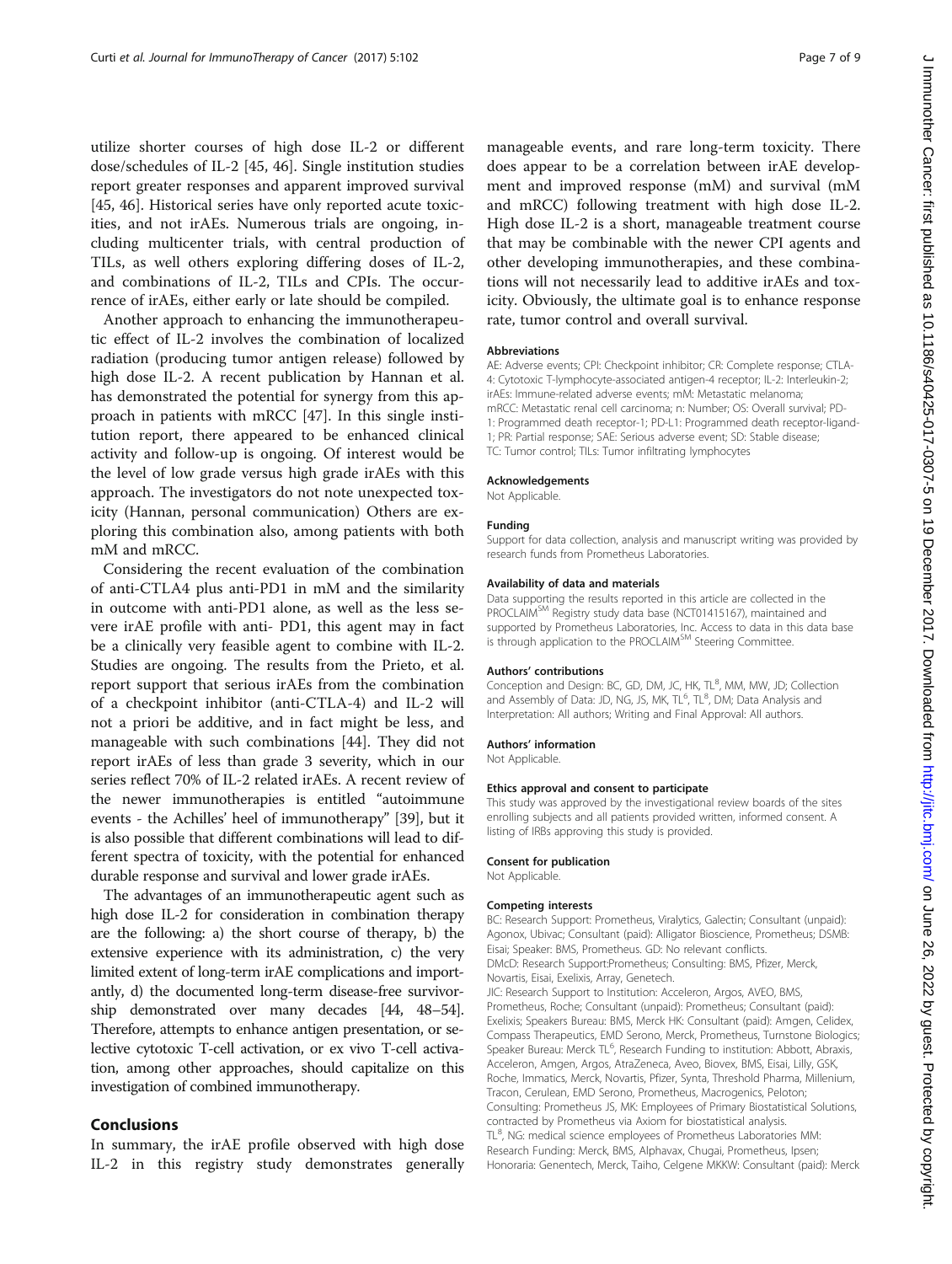utilize shorter courses of high dose IL-2 or different dose/schedules of IL-2 [45, 46]. Single institution studies report greater responses and apparent improved survival [45, 46]. Historical series have only reported acute toxicities, and not irAEs. Numerous trials are ongoing, including multicenter trials, with central production of TILs, as well others exploring differing doses of IL-2, and combinations of IL-2, TILs and CPIs. The occurrence of irAEs, either early or late should be compiled.

Another approach to enhancing the immunotherapeutic effect of IL-2 involves the combination of localized radiation (producing tumor antigen release) followed by high dose IL-2. A recent publication by Hannan et al. has demonstrated the potential for synergy from this approach in patients with mRCC [47]. In this single institution report, there appeared to be enhanced clinical activity and follow-up is ongoing. Of interest would be the level of low grade versus high grade irAEs with this approach. The investigators do not note unexpected toxicity (Hannan, personal communication) Others are exploring this combination also, among patients with both mM and mRCC.

Considering the recent evaluation of the combination of anti-CTLA4 plus anti-PD1 in mM and the similarity in outcome with anti-PD1 alone, as well as the less severe irAE profile with anti- PD1, this agent may in fact be a clinically very feasible agent to combine with IL-2. Studies are ongoing. The results from the Prieto, et al. report support that serious irAEs from the combination of a checkpoint inhibitor (anti-CTLA-4) and IL-2 will not a priori be additive, and in fact might be less, and manageable with such combinations [44]. They did not report irAEs of less than grade 3 severity, which in our series reflect 70% of IL-2 related irAEs. A recent review of the newer immunotherapies is entitled "autoimmune events - the Achilles' heel of immunotherapy" [39], but it is also possible that different combinations will lead to different spectra of toxicity, with the potential for enhanced durable response and survival and lower grade irAEs.

The advantages of an immunotherapeutic agent such as high dose IL-2 for consideration in combination therapy are the following: a) the short course of therapy, b) the extensive experience with its administration, c) the very limited extent of long-term irAE complications and importantly, d) the documented long-term disease-free survivorship demonstrated over many decades [44, 48–54]. Therefore, attempts to enhance antigen presentation, or selective cytotoxic T-cell activation, or ex vivo T-cell activation, among other approaches, should capitalize on this investigation of combined immunotherapy.

## Conclusions

In summary, the irAE profile observed with high dose IL-2 in this registry study demonstrates generally manageable events, and rare long-term toxicity. There does appear to be a correlation between irAE development and improved response (mM) and survival (mM and mRCC) following treatment with high dose IL-2. High dose IL-2 is a short, manageable treatment course that may be combinable with the newer CPI agents and other developing immunotherapies, and these combinations will not necessarily lead to additive irAEs and toxicity. Obviously, the ultimate goal is to enhance response rate, tumor control and overall survival.

#### Abbreviations

AE: Adverse events; CPI: Checkpoint inhibitor; CR: Complete response; CTLA-4: Cytotoxic T-lymphocyte-associated antigen-4 receptor; IL-2: Interleukin-2; irAEs: Immune-related adverse events; mM: Metastatic melanoma; mRCC: Metastatic renal cell carcinoma; n: Number; OS: Overall survival; PD-1: Programmed death receptor-1; PD-L1: Programmed death receptor-ligand-1; PR: Partial response; SAE: Serious adverse event; SD: Stable disease; TC: Tumor control; TILs: Tumor infiltrating lymphocytes

#### Acknowledgements

Not Applicable.

#### Funding

Support for data collection, analysis and manuscript writing was provided by research funds from Prometheus Laboratories.

#### Availability of data and materials

Data supporting the results reported in this article are collected in the PROCLAIM[SM] Registry study data base (NCT01415167), maintained and supported by Prometheus Laboratories, Inc. Access to data in this data base is through application to the PROCLAIM[SM] Steering Committee.

#### Authors' contributions

Conception and Design: BC, GD, DM, JC, HK, TL[8], MM, MW, JD; Collection and Assembly of Data: JD, NG, JS, MK, TL[6], TL[8], DM; Data Analysis and Interpretation: All authors; Writing and Final Approval: All authors.

#### Authors' information

Not Applicable.

#### Ethics approval and consent to participate

This study was approved by the investigational review boards of the sites enrolling subjects and all patients provided written, informed consent. A listing of IRBs approving this study is provided.

#### Consent for publication

Not Applicable.

#### Competing interests

BC: Research Support: Prometheus, Viralytics, Galectin; Consultant (unpaid): Agonox, Ubivac; Consultant (paid): Alligator Bioscience, Prometheus; DSMB: Eisai; Speaker: BMS, Prometheus. GD: No relevant conflicts.
DMcD: Research Support:Prometheus; Consulting: BMS, Pfizer, Merck, Novartis, Eisai, Exelixis, Array, Genetech.
JIC: Research Support to Institution: Acceleron, Argos, AVEO, BMS, Prometheus, Roche; Consultant (unpaid): Prometheus; Consultant (paid): Exelixis; Speakers Bureau: BMS, Merck HK: Consultant (paid): Amgen, Celidex, Compass Therapeutics, EMD Serono, Merck, Prometheus, Turnstone Biologics; Speaker Bureau: Merck TL[6], Research Funding to institution: Abbott, Abraxis, Acceleron, Amgen, Argos, AtraZeneca, Aveo, Biovex, BMS, Eisai, Lilly, GSK, Roche, Immatics, Merck, Novartis, Pfizer, Synta, Threshold Pharma, Millenium, Tracon, Cerulean, EMD Serono, Prometheus, Macrogenics, Peloton; Consulting: Prometheus JS, MK: Employees of Primary Biostatistical Solutions, contracted by Prometheus via Axiom for biostatistical analysis.
TL[8], NG: medical science employees of Prometheus Laboratories MM: Research Funding: Merck, BMS, Alphavax, Chugai, Prometheus, Ipsen; Honoraria: Genentech, Merck, Taiho, Celgene MKKW: Consultant (paid): Merck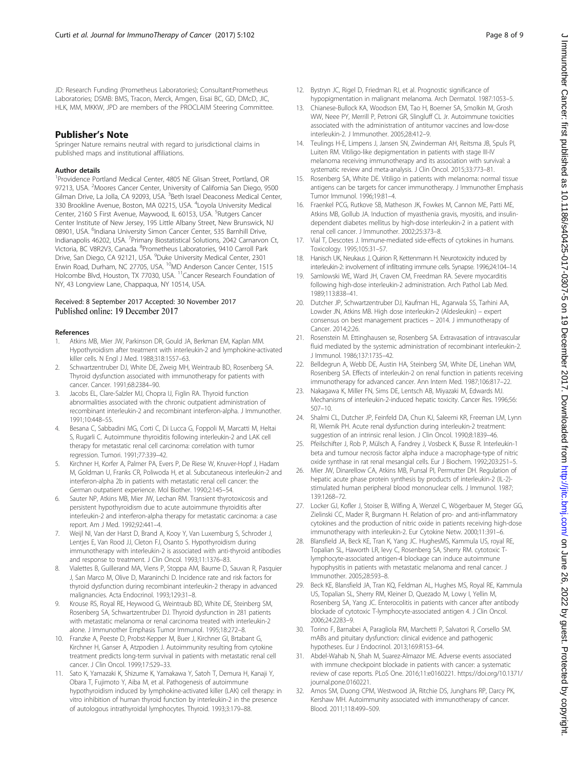JD: Research Funding (Prometheus Laboratories); Consultant:Prometheus Laboratories; DSMB: BMS, Tracon, Merck, Amgen, Eisai BC, GD, DMcD, JIC, HLK, MM, MKKW, JPD are members of the PROCLAIM Steering Committee.

## Publisher's Note

Springer Nature remains neutral with regard to jurisdictional claims in published maps and institutional affiliations.

### Author details

[1]Providence Portland Medical Center, 4805 NE Glisan Street, Portland, OR 97213, USA. [2]Moores Cancer Center, University of California San Diego, 9500 Gilman Drive, La Jolla, CA 92093, USA. [3]Beth Israel Deaconess Medical Center, 330 Brookline Avenue, Boston, MA 02215, USA. [4]Loyola University Medical Center, 2160 S First Avenue, Maywood, IL 60153, USA. [5]Rutgers Cancer Center Institute of New Jersey, 195 Little Albany Street, New Brunswick, NJ 08901, USA. [6]Indiana University Simon Cancer Center, 535 Barnhill Drive, Indianapolis 46202, USA. [7]Primary Biostatistical Solutions, 2042 Carnarvon Ct, Victoria, BC V8R2V3, Canada. [8]Prometheus Laboratories, 9410 Carroll Park Drive, San Diego, CA 92121, USA. [9]Duke University Medical Center, 2301 Erwin Road, Durham, NC 27705, USA. [10]MD Anderson Cancer Center, 1515 Holcombe Blvd, Houston, TX 77030, USA. [11]Cancer Research Foundation of NY, 43 Longview Lane, Chappaqua, NY 10514, USA.

Received: 8 September 2017 Accepted: 30 November 2017
Published online: 19 December 2017

### References

1. Atkins MB, Mier JW, Parkinson DR, Gould JA, Berkman EM, Kaplan MM. Hypothyroidism after treatment with interleukin-2 and lymphokine-activated killer cells. N Engl J Med. 1988;318:1557–63.
2. Schwartzentruber DJ, White DE, Zweig MH, Weintraub BD, Rosenberg SA. Thyroid dysfunction associated with immunotherapy for patients with cancer. Cancer. 1991;68:2384–90.
3. Jacobs EL, Clare-Salzler MJ, Chopra IJ, Figlin RA. Thyroid function abnormalities associated with the chronic outpatient administration of recombinant interleukin-2 and recombinant interferon-alpha. J Immunother. 1991;10:448–55.
4. Besana C, Sabbadini MG, Corti C, Di Lucca G, Foppoli M, Marcatti M, Heltai S, Rugarli C. Autoimmune thyroiditis following interleukin-2 and LAK cell therapy for metastatic renal cell carcinoma: correlation with tumor regression. Tumori. 1991;77:339–42.
5. Kirchner H, Korfer A, Palmer PA, Evers P, De Riese W, Knuver-Hopf J, Hadam M, Goldman U, Franks CR, Poliwoda H, et al. Subcutaneous interleukin-2 and interferon-alpha 2b in patients with metastatic renal cell cancer: the German outpatient experience. Mol Biother. 1990;2:145–54.
6. Sauter NP, Atkins MB, Mier JW, Lechan RM. Transient thyrotoxicosis and persistent hypothyroidism due to acute autoimmune thyroiditis after interleukin-2 and interferon-alpha therapy for metastatic carcinoma: a case report. Am J Med. 1992;92:441–4.
7. Weijl NI, Van der Harst D, Brand A, Kooy Y, Van Luxemburg S, Schroder J, Lentjes E, Van Rood JJ, Cleton FJ, Osanto S. Hypothyroidism during immunotherapy with interleukin-2 is associated with anti-thyroid antibodies and response to treatment. J Clin Oncol. 1993;11:1376–83.
8. Vialettes B, Guillerand MA, Viens P, Stoppa AM, Baume D, Sauvan R, Pasquier J, San Marco M, Olive D, Maraninchi D. Incidence rate and risk factors for thyroid dysfunction during recombinant interleukin-2 therapy in advanced malignancies. Acta Endocrinol. 1993;129:31–8.
9. Krouse RS, Royal RE, Heywood G, Weintraub BD, White DE, Steinberg SM, Rosenberg SA, Schwartzentruber DJ. Thyroid dysfunction in 281 patients with metastatic melanoma or renal carcinoma treated with interleukin-2 alone. J Immunother Emphasis Tumor Immunol. 1995;18:272–8.
10. Franzke A, Peeste D, Probst-Kepper M, Buer J, Kirchner GI, Brtabant G, Kirchner H, Ganser A, Atzpodien J. Autoimmunity resulting from cytokine treatment predicts long-term survival in patients with metastatic renal cell cancer. J Clin Oncol. 1999;17:529–33.
11. Sato K, Yamazaki K, Shizume K, Yamakawa Y, Satoh T, Demura H, Kanaji Y, Obara T, Fujimoto Y, Aiba M, et al. Pathogenesis of autoimmune hypothyroidism induced by lymphokine-activated killer (LAK) cell therapy: in vitro inhibition of human thyroid function by interleukin-2 in the presence of autologous intrathyroidal lymphocytes. Thyroid. 1993;3:179–88.
12. Bystryn JC, Rigel D, Friedman RJ, et al. Prognostic significance of hypopigmentation in malignant melanoma. Arch Dermatol. 1987:1053–5.
13. Chianese-Bullock KA, Woodson EM, Tao H, Boerner SA, Smolkin M, Grosh WW, Neee PY, Merrill P, Petroni GR, Slingluff CL Jr. Autoimmune toxicities associated with the administration of antitumor vaccines and low-dose interleukin-2. J Immunother. 2005;28:412–9.
14. Teulings H-E, Limpens J, Jansen SN, Zwinderman AH, Reitsma JB, Spuls PI, Luiten RM. Vitiligo-like depigmentation in patients with stage III-IV melanoma receiving immunotherapy and its association with survival: a systematic review and meta-analysis. J Clin Oncol. 2015;33:773–81.
15. Rosenberg SA, White DE. Vitiligo in patients with melanoma: normal tissue antigens can be targets for cancer immunotherapy. J Immunother Emphasis Tumor Immunol. 1996;19:81–4.
16. Fraenkel PG, Rutkove SB, Matheson JK, Fowkes M, Cannon ME, Patti ME, Atkins MB, Gollub JA. Induction of myasthenia gravis, myositis, and insulin-dependent diabetes mellitus by high-dose interleukin-2 in a patient with renal cell cancer. J Immunother. 2002;25:373–8.
17. Vial T, Descotes J. Immune-mediated side-effects of cytokines in humans. Toxicology. 1995;105:31–57.
18. Hanisch UK, Neukaus J, Quirion R, Kettenmann H. Neurotoxicity induced by interleukin-2: involvement of infiltrating immune cells. Synapse. 1996;24:104–14.
19. Samlowski WE, Ward JH, Craven CM, Freedman RA. Severe myocarditis following high-dose interleukin-2 administration. Arch Pathol Lab Med. 1989;113:838–41.
20. Dutcher JP, Schwartzentruber DJ, Kaufman HL, Agarwala SS, Tarhini AA, Lowder JN, Atkins MB. High dose interleukin-2 (Aldesleukin) – expert consensus on best management practices – 2014. J immunotherapy of Cancer. 2014;2:26.
21. Rosenstein M. Ettinghausen se, Rosenberg SA. Extravasation of intravascular fluid mediated by the systemic administration of recombinant interleukin-2. J Immunol. 1986;137:1735–42.
22. Belldegrun A, Webb DE, Austin HA, Steinberg SM, White DE, Linehan WM, Rosenberg SA. Effects of interleukin-2 on renal function in patients receiving immunotherapy for advanced cancer. Ann Intern Med. 1987;106:817–22.
23. Nakagawa K, Miller FN, Sims DE, Lentsch AB, Miyazaki M, Edwards MJ. Mechanisms of interleukin-2-induced hepatic toxicity. Cancer Res. 1996;56:507–10.
24. Shalmi CL, Dutcher JP, Feinfeld DA, Chun KJ, Saleemi KR, Freeman LM, Lynn RI, Wiernik PH. Acute renal dysfunction during interleukin-2 treatment: suggestion of an intrinsic renal lesion. J Clin Oncol. 1990;8:1839–46.
25. Pfeilschifter J, Rob P, Mülsch A, Fandrey J, Vosbeck K, Busse R. Interleukin-1 beta and tumour necrosis factor alpha induce a macrophage-type of nitric oxide synthase in rat renal mesangial cells. Eur J Biochem. 1992;203:251–5.
26. Mier JW, Dinarellow CA, Atkins MB, Punsal PI, Permutter DH. Regulation of hepatic acute phase protein synthesis by products of interleukin-2 (IL-2)-stimulated human peripheral blood mononuclear cells. J Immunol. 1987;139:1268–72.
27. Locker GJ, Kofler J, Stoiser B, Wilfing A, Wenzel C, Wögerbauer M, Steger GG, Zielinski CC, Mader R, Burgmann H. Relation of pro- and anti-inflammatory cytokines and the production of nitric oxide in patients receiving high-dose immunotherapy with interleukin-2. Eur Cytokine Netw. 2000;11:391–6.
28. Blansfield JA, Beck KE, Tran K, Yang JC. HughesMS, Kammula US, royal RE, Topalian SL, Haworth LR, levy C, Rosenberg SA, Sherry RM. cytotoxic T-lymphocyte-associated antigen-4 blockage can induce autoimmune hypophysitis in patients with metastatic melanoma and renal cancer. J Immunother. 2005;28:593–8.
29. Beck KE, Blansfield JA, Tran KQ, Feldman AL, Hughes MS, Royal RE, Kammula US, Topalian SL, Sherry RM, Kleiner D, Quezado M, Lowy I, Yellin M, Rosenberg SA, Yang JC. Enterocolitis in patients with cancer after antibody blockade of cytotoxic T-lymphocyte-associated antigen 4. J Clin Oncol. 2006;24:2283–9.
30. Torino F, Barnabei A, Paragliola RM, Marchetti P, Salvatori R, Corsello SM. mAbs and pituitary dysfunction: clinical evidence and pathogenic hypotheses. Eur J Endocrinol. 2013;169:R153–64.
31. Abdel-Wahab N, Shah M, Suarez-Almazor ME. Adverse events associated with immune checkpoint blockade in patients with cancer: a systematic review of case reports. PLoS One. 2016;11:e0160221. https://doi.org/10.1371/journal.pone.0160221.
32. Amos SM, Duong CPM, Westwood JA, Ritchie DS, Junghans RP, Darcy PK, Kershaw MH. Autoimmunity associated with immunotherapy of cancer. Blood. 2011;118:499–509.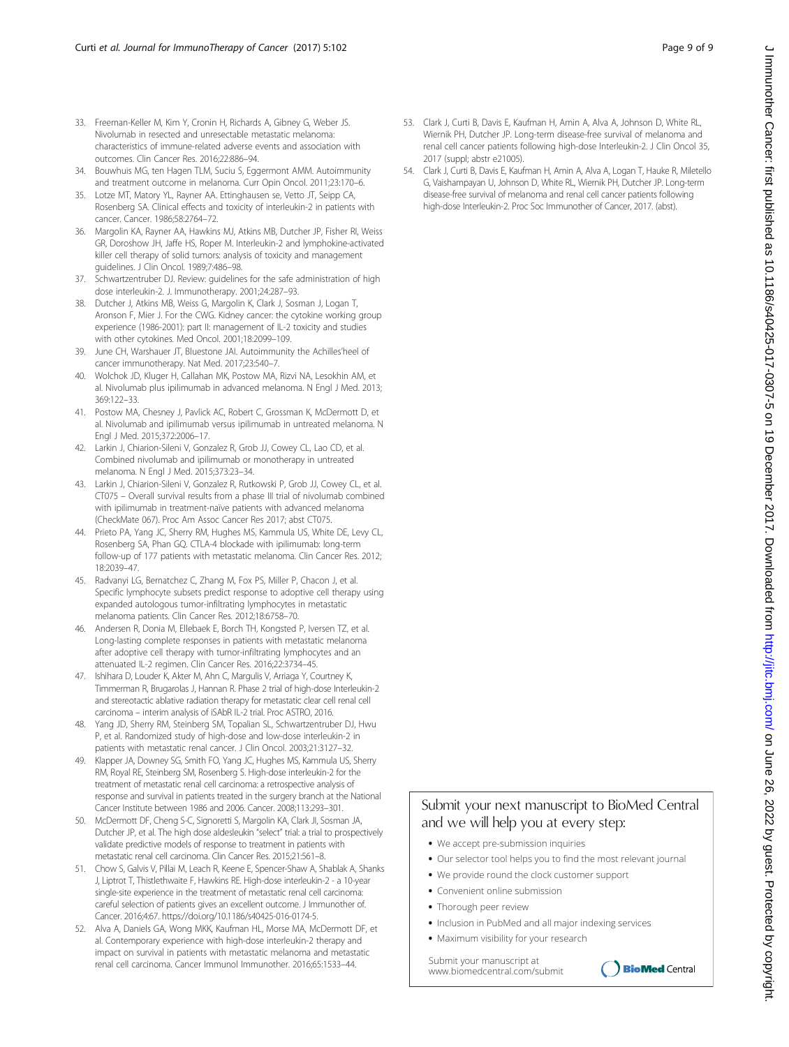33. Freeman-Keller M, Kim Y, Cronin H, Richards A, Gibney G, Weber JS. Nivolumab in resected and unresectable metastatic melanoma: characteristics of immune-related adverse events and association with outcomes. Clin Cancer Res. 2016;22:886–94.
34. Bouwhuis MG, ten Hagen TLM, Suciu S, Eggermont AMM. Autoimmunity and treatment outcome in melanoma. Curr Opin Oncol. 2011;23:170–6.
35. Lotze MT, Matory YL, Rayner AA. Ettinghausen se, Vetto JT, Seipp CA, Rosenberg SA. Clinical effects and toxicity of interleukin-2 in patients with cancer. Cancer. 1986;58:2764–72.
36. Margolin KA, Rayner AA, Hawkins MJ, Atkins MB, Dutcher JP, Fisher RI, Weiss GR, Doroshow JH, Jaffe HS, Roper M. Interleukin-2 and lymphokine-activated killer cell therapy of solid tumors: analysis of toxicity and management guidelines. J Clin Oncol. 1989;7:486–98.
37. Schwartzentruber DJ. Review: guidelines for the safe administration of high dose interleukin-2. J. Immunotherapy. 2001;24:287–93.
38. Dutcher J, Atkins MB, Weiss G, Margolin K, Clark J, Sosman J, Logan T, Aronson F, Mier J. For the CWG. Kidney cancer: the cytokine working group experience (1986-2001): part II: management of IL-2 toxicity and studies with other cytokines. Med Oncol. 2001;18:2099–109.
39. June CH, Warshauer JT, Bluestone JAI. Autoimmunity the Achilles'heel of cancer immunotherapy. Nat Med. 2017;23:540–7.
40. Wolchok JD, Kluger H, Callahan MK, Postow MA, Rizvi NA, Lesokhin AM, et al. Nivolumab plus ipilimumab in advanced melanoma. N Engl J Med. 2013; 369:122–33.
41. Postow MA, Chesney J, Pavlick AC, Robert C, Grossman K, McDermott D, et al. Nivolumab and ipilimumab versus ipilimumab in untreated melanoma. N Engl J Med. 2015;372:2006–17.
42. Larkin J, Chiarion-Sileni V, Gonzalez R, Grob JJ, Cowey CL, Lao CD, et al. Combined nivolumab and ipilimumab or monotherapy in untreated melanoma. N Engl J Med. 2015;373:23–34.
43. Larkin J, Chiarion-Sileni V, Gonzalez R, Rutkowski P, Grob JJ, Cowey CL, et al. CT075 – Overall survival results from a phase III trial of nivolumab combined with ipilimumab in treatment-naïve patients with advanced melanoma (CheckMate 067). Proc Am Assoc Cancer Res 2017; abst CT075.
44. Prieto PA, Yang JC, Sherry RM, Hughes MS, Kammula US, White DE, Levy CL, Rosenberg SA, Phan GQ. CTLA-4 blockade with ipilimumab: long-term follow-up of 177 patients with metastatic melanoma. Clin Cancer Res. 2012; 18:2039–47.
45. Radvanyi LG, Bernatchez C, Zhang M, Fox PS, Miller P, Chacon J, et al. Specific lymphocyte subsets predict response to adoptive cell therapy using expanded autologous tumor-infiltrating lymphocytes in metastatic melanoma patients. Clin Cancer Res. 2012;18:6758–70.
46. Andersen R, Donia M, Ellebaek E, Borch TH, Kongsted P, Iversen TZ, et al. Long-lasting complete responses in patients with metastatic melanoma after adoptive cell therapy with tumor-infiltrating lymphocytes and an attenuated IL-2 regimen. Clin Cancer Res. 2016;22:3734–45.
47. Ishihara D, Louder K, Akter M, Ahn C, Margulis V, Arriaga Y, Courtney K, Timmerman R, Brugarolas J, Hannan R. Phase 2 trial of high-dose Interleukin-2 and stereotactic ablative radiation therapy for metastatic clear cell renal cell carcinoma – interim analysis of iSAbR IL-2 trial. Proc ASTRO, 2016.
48. Yang JD, Sherry RM, Steinberg SM, Topalian SL, Schwartzentruber DJ, Hwu P, et al. Randomized study of high-dose and low-dose interleukin-2 in patients with metastatic renal cancer. J Clin Oncol. 2003;21:3127–32.
49. Klapper JA, Downey SG, Smith FO, Yang JC, Hughes MS, Kammula US, Sherry RM, Royal RE, Steinberg SM, Rosenberg S. High-dose interleukin-2 for the treatment of metastatic renal cell carcinoma: a retrospective analysis of response and survival in patients treated in the surgery branch at the National Cancer Institute between 1986 and 2006. Cancer. 2008;113:293–301.
50. McDermott DF, Cheng S-C, Signoretti S, Margolin KA, Clark JI, Sosman JA, Dutcher JP, et al. The high dose aldesleukin "select" trial: a trial to prospectively validate predictive models of response to treatment in patients with metastatic renal cell carcinoma. Clin Cancer Res. 2015;21:561–8.
51. Chow S, Galvis V, Pillai M, Leach R, Keene E, Spencer-Shaw A, Shablak A, Shanks J, Liptrot T, Thistlethwaite F, Hawkins RE. High-dose interleukin-2 - a 10-year single-site experience in the treatment of metastatic renal cell carcinoma: careful selection of patients gives an excellent outcome. J Immunother of. Cancer. 2016;4:67. https://doi.org/10.1186/s40425-016-0174-5.
52. Alva A, Daniels GA, Wong MKK, Kaufman HL, Morse MA, McDermott DF, et al. Contemporary experience with high-dose interleukin-2 therapy and impact on survival in patients with metastatic melanoma and metastatic renal cell carcinoma. Cancer Immunol Immunother. 2016;65:1533–44.
53. Clark J, Curti B, Davis E, Kaufman H, Amin A, Alva A, Johnson D, White RL, Wiernik PH, Dutcher JP. Long-term disease-free survival of melanoma and renal cell cancer patients following high-dose Interleukin-2. J Clin Oncol 35, 2017 (suppl; abstr e21005).
54. Clark J, Curti B, Davis E, Kaufman H, Amin A, Alva A, Logan T, Hauke R, Miletello G, Vaishampayan U, Johnson D, White RL, Wiernik PH, Dutcher JP. Long-term disease-free survival of melanoma and renal cell cancer patients following high-dose Interleukin-2. Proc Soc Immunother of Cancer, 2017. (abst).

Submit your next manuscript to BioMed Central and we will help you at every step:

- We accept pre-submission inquiries
- Our selector tool helps you to find the most relevant journal
- We provide round the clock customer support
- Convenient online submission
- Thorough peer review
- Inclusion in PubMed and all major indexing services
- Maximum visibility for your research

Submit your manuscript at www.biomedcentral.com/submit

BioMed Central